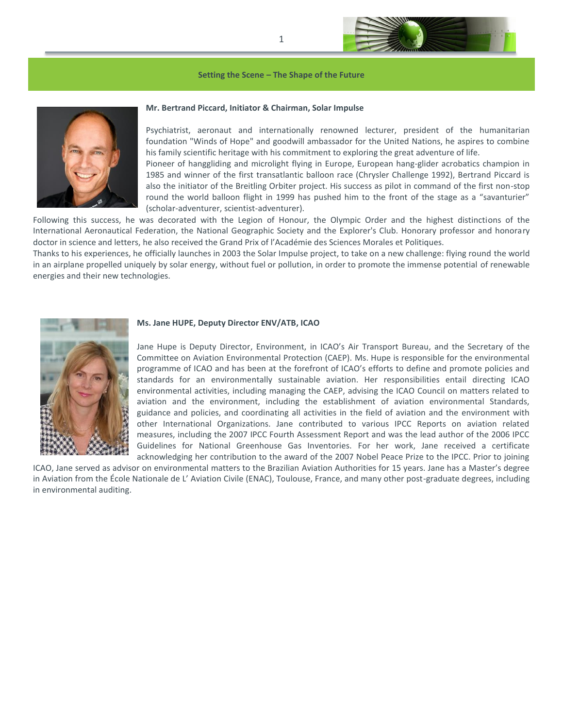## Setting the Scene – The Shape of the Future

**Mr. Bertrand Piccard, Initiator & Chairman, Solar Impulse**

Psychiatrist, aeronaut and internationally renowned lecturer, president of the humanitarian foundation "Winds of Hope" and goodwill ambassador for the United Nations, he aspires to combine his family scientific heritage with his commitment to exploring the great adventure of life.
Pioneer of hanggliding and microlight flying in Europe, European hang-glider acrobatics champion in 1985 and winner of the first transatlantic balloon race (Chrysler Challenge 1992), Bertrand Piccard is also the initiator of the Breitling Orbiter project. His success as pilot in command of the first non-stop round the world balloon flight in 1999 has pushed him to the front of the stage as a "savanturier" (scholar-adventurer, scientist-adventurer).
Following this success, he was decorated with the Legion of Honour, the Olympic Order and the highest distinctions of the International Aeronautical Federation, the National Geographic Society and the Explorer's Club. Honorary professor and honorary doctor in science and letters, he also received the Grand Prix of l'Académie des Sciences Morales et Politiques.
Thanks to his experiences, he officially launches in 2003 the Solar Impulse project, to take on a new challenge: flying round the world in an airplane propelled uniquely by solar energy, without fuel or pollution, in order to promote the immense potential of renewable energies and their new technologies.

**Ms. Jane HUPE, Deputy Director ENV/ATB, ICAO**

Jane Hupe is Deputy Director, Environment, in ICAO's Air Transport Bureau, and the Secretary of the Committee on Aviation Environmental Protection (CAEP). Ms. Hupe is responsible for the environmental programme of ICAO and has been at the forefront of ICAO's efforts to define and promote policies and standards for an environmentally sustainable aviation. Her responsibilities entail directing ICAO environmental activities, including managing the CAEP, advising the ICAO Council on matters related to aviation and the environment, including the establishment of aviation environmental Standards, guidance and policies, and coordinating all activities in the field of aviation and the environment with other International Organizations. Jane contributed to various IPCC Reports on aviation related measures, including the 2007 IPCC Fourth Assessment Report and was the lead author of the 2006 IPCC Guidelines for National Greenhouse Gas Inventories. For her work, Jane received a certificate acknowledging her contribution to the award of the 2007 Nobel Peace Prize to the IPCC. Prior to joining ICAO, Jane served as advisor on environmental matters to the Brazilian Aviation Authorities for 15 years. Jane has a Master's degree in Aviation from the École Nationale de L' Aviation Civile (ENAC), Toulouse, France, and many other post-graduate degrees, including in environmental auditing.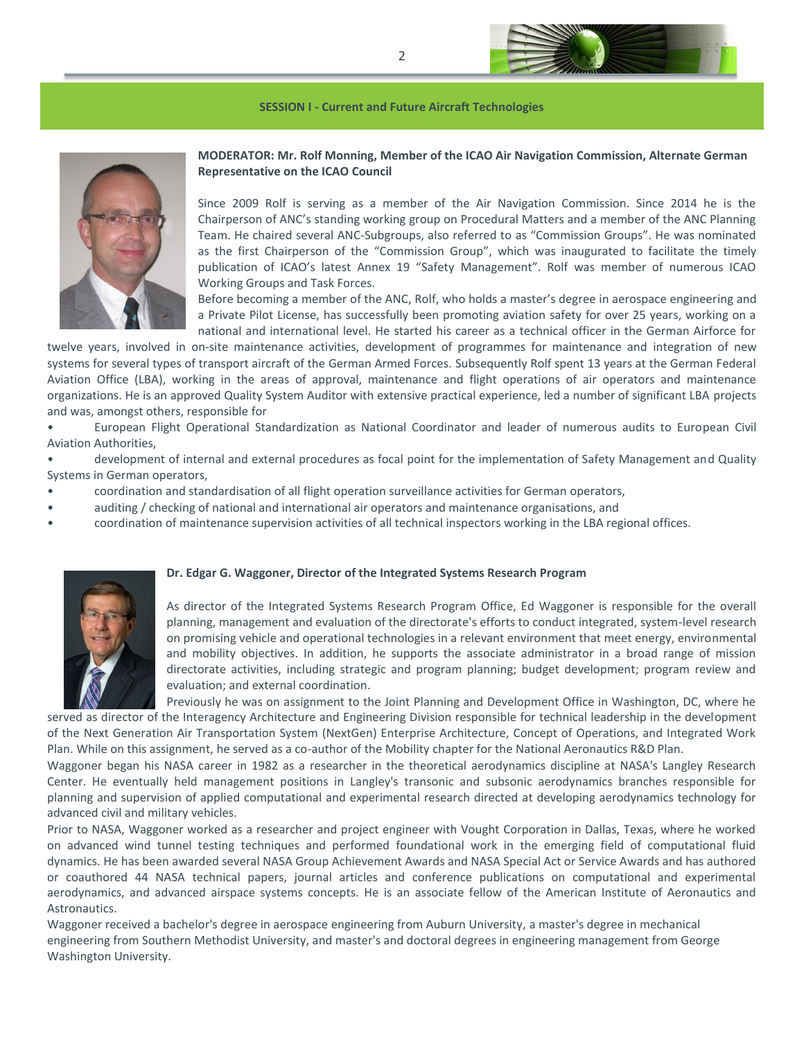## SESSION I - Current and Future Aircraft Technologies

**MODERATOR: Mr. Rolf Monning, Member of the ICAO Air Navigation Commission, Alternate German Representative on the ICAO Council**

Since 2009 Rolf is serving as a member of the Air Navigation Commission. Since 2014 he is the Chairperson of ANC's standing working group on Procedural Matters and a member of the ANC Planning Team. He chaired several ANC-Subgroups, also referred to as "Commission Groups". He was nominated as the first Chairperson of the "Commission Group", which was inaugurated to facilitate the timely publication of ICAO's latest Annex 19 "Safety Management". Rolf was member of numerous ICAO Working Groups and Task Forces.

Before becoming a member of the ANC, Rolf, who holds a master's degree in aerospace engineering and a Private Pilot License, has successfully been promoting aviation safety for over 25 years, working on a national and international level. He started his career as a technical officer in the German Airforce for twelve years, involved in on-site maintenance activities, development of programmes for maintenance and integration of new systems for several types of transport aircraft of the German Armed Forces. Subsequently Rolf spent 13 years at the German Federal Aviation Office (LBA), working in the areas of approval, maintenance and flight operations of air operators and maintenance organizations. He is an approved Quality System Auditor with extensive practical experience, led a number of significant LBA projects and was, amongst others, responsible for

- European Flight Operational Standardization as National Coordinator and leader of numerous audits to European Civil Aviation Authorities,
- development of internal and external procedures as focal point for the implementation of Safety Management and Quality Systems in German operators,
- coordination and standardisation of all flight operation surveillance activities for German operators,
- auditing / checking of national and international air operators and maintenance organisations, and
- coordination of maintenance supervision activities of all technical inspectors working in the LBA regional offices.

**Dr. Edgar G. Waggoner, Director of the Integrated Systems Research Program**

As director of the Integrated Systems Research Program Office, Ed Waggoner is responsible for the overall planning, management and evaluation of the directorate's efforts to conduct integrated, system-level research on promising vehicle and operational technologies in a relevant environment that meet energy, environmental and mobility objectives. In addition, he supports the associate administrator in a broad range of mission directorate activities, including strategic and program planning; budget development; program review and evaluation; and external coordination.

Previously he was on assignment to the Joint Planning and Development Office in Washington, DC, where he served as director of the Interagency Architecture and Engineering Division responsible for technical leadership in the development of the Next Generation Air Transportation System (NextGen) Enterprise Architecture, Concept of Operations, and Integrated Work Plan. While on this assignment, he served as a co-author of the Mobility chapter for the National Aeronautics R&D Plan.

Waggoner began his NASA career in 1982 as a researcher in the theoretical aerodynamics discipline at NASA's Langley Research Center. He eventually held management positions in Langley's transonic and subsonic aerodynamics branches responsible for planning and supervision of applied computational and experimental research directed at developing aerodynamics technology for advanced civil and military vehicles.

Prior to NASA, Waggoner worked as a researcher and project engineer with Vought Corporation in Dallas, Texas, where he worked on advanced wind tunnel testing techniques and performed foundational work in the emerging field of computational fluid dynamics. He has been awarded several NASA Group Achievement Awards and NASA Special Act or Service Awards and has authored or coauthored 44 NASA technical papers, journal articles and conference publications on computational and experimental aerodynamics, and advanced airspace systems concepts. He is an associate fellow of the American Institute of Aeronautics and Astronautics.

Waggoner received a bachelor's degree in aerospace engineering from Auburn University, a master's degree in mechanical engineering from Southern Methodist University, and master's and doctoral degrees in engineering management from George Washington University.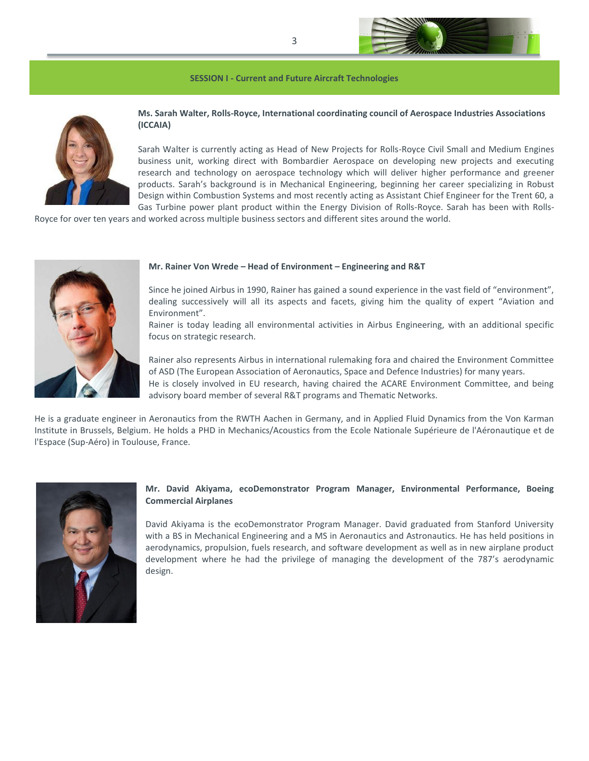## SESSION I - Current and Future Aircraft Technologies

**Ms. Sarah Walter, Rolls-Royce, International coordinating council of Aerospace Industries Associations (ICCAIA)**

Sarah Walter is currently acting as Head of New Projects for Rolls-Royce Civil Small and Medium Engines business unit, working direct with Bombardier Aerospace on developing new projects and executing research and technology on aerospace technology which will deliver higher performance and greener products. Sarah's background is in Mechanical Engineering, beginning her career specializing in Robust Design within Combustion Systems and most recently acting as Assistant Chief Engineer for the Trent 60, a Gas Turbine power plant product within the Energy Division of Rolls-Royce. Sarah has been with Rolls-Royce for over ten years and worked across multiple business sectors and different sites around the world.

**Mr. Rainer Von Wrede – Head of Environment – Engineering and R&T**

Since he joined Airbus in 1990, Rainer has gained a sound experience in the vast field of "environment", dealing successively will all its aspects and facets, giving him the quality of expert "Aviation and Environment".
Rainer is today leading all environmental activities in Airbus Engineering, with an additional specific focus on strategic research.

Rainer also represents Airbus in international rulemaking fora and chaired the Environment Committee of ASD (The European Association of Aeronautics, Space and Defence Industries) for many years.
He is closely involved in EU research, having chaired the ACARE Environment Committee, and being advisory board member of several R&T programs and Thematic Networks.

He is a graduate engineer in Aeronautics from the RWTH Aachen in Germany, and in Applied Fluid Dynamics from the Von Karman Institute in Brussels, Belgium. He holds a PHD in Mechanics/Acoustics from the Ecole Nationale Supérieure de l'Aéronautique et de l'Espace (Sup-Aéro) in Toulouse, France.

**Mr. David Akiyama, ecoDemonstrator Program Manager, Environmental Performance, Boeing Commercial Airplanes**

David Akiyama is the ecoDemonstrator Program Manager. David graduated from Stanford University with a BS in Mechanical Engineering and a MS in Aeronautics and Astronautics. He has held positions in aerodynamics, propulsion, fuels research, and software development as well as in new airplane product development where he had the privilege of managing the development of the 787's aerodynamic design.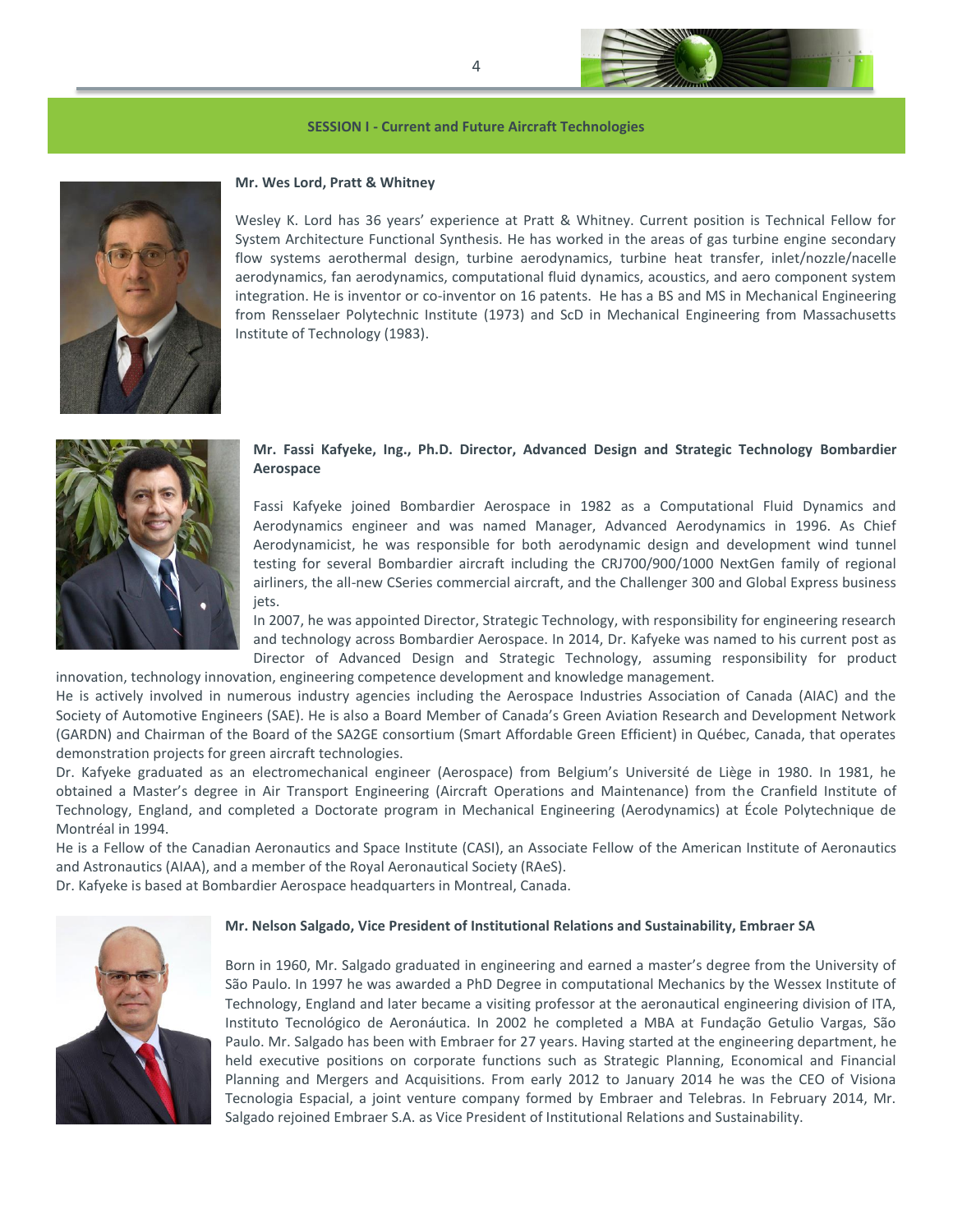## SESSION I - Current and Future Aircraft Technologies

### Mr. Wes Lord, Pratt & Whitney

Wesley K. Lord has 36 years' experience at Pratt & Whitney. Current position is Technical Fellow for System Architecture Functional Synthesis. He has worked in the areas of gas turbine engine secondary flow systems aerothermal design, turbine aerodynamics, turbine heat transfer, inlet/nozzle/nacelle aerodynamics, fan aerodynamics, computational fluid dynamics, acoustics, and aero component system integration. He is inventor or co-inventor on 16 patents. He has a BS and MS in Mechanical Engineering from Rensselaer Polytechnic Institute (1973) and ScD in Mechanical Engineering from Massachusetts Institute of Technology (1983).

### Mr. Fassi Kafyeke, Ing., Ph.D. Director, Advanced Design and Strategic Technology Bombardier Aerospace

Fassi Kafyeke joined Bombardier Aerospace in 1982 as a Computational Fluid Dynamics and Aerodynamics engineer and was named Manager, Advanced Aerodynamics in 1996. As Chief Aerodynamicist, he was responsible for both aerodynamic design and development wind tunnel testing for several Bombardier aircraft including the CRJ700/900/1000 NextGen family of regional airliners, the all-new CSeries commercial aircraft, and the Challenger 300 and Global Express business jets.

In 2007, he was appointed Director, Strategic Technology, with responsibility for engineering research and technology across Bombardier Aerospace. In 2014, Dr. Kafyeke was named to his current post as Director of Advanced Design and Strategic Technology, assuming responsibility for product innovation, technology innovation, engineering competence development and knowledge management.

He is actively involved in numerous industry agencies including the Aerospace Industries Association of Canada (AIAC) and the Society of Automotive Engineers (SAE). He is also a Board Member of Canada's Green Aviation Research and Development Network (GARDN) and Chairman of the Board of the SA2GE consortium (Smart Affordable Green Efficient) in Québec, Canada, that operates demonstration projects for green aircraft technologies.

Dr. Kafyeke graduated as an electromechanical engineer (Aerospace) from Belgium's Université de Liège in 1980. In 1981, he obtained a Master's degree in Air Transport Engineering (Aircraft Operations and Maintenance) from the Cranfield Institute of Technology, England, and completed a Doctorate program in Mechanical Engineering (Aerodynamics) at École Polytechnique de Montréal in 1994.

He is a Fellow of the Canadian Aeronautics and Space Institute (CASI), an Associate Fellow of the American Institute of Aeronautics and Astronautics (AIAA), and a member of the Royal Aeronautical Society (RAeS).

Dr. Kafyeke is based at Bombardier Aerospace headquarters in Montreal, Canada.

### Mr. Nelson Salgado, Vice President of Institutional Relations and Sustainability, Embraer SA

Born in 1960, Mr. Salgado graduated in engineering and earned a master's degree from the University of São Paulo. In 1997 he was awarded a PhD Degree in computational Mechanics by the Wessex Institute of Technology, England and later became a visiting professor at the aeronautical engineering division of ITA, Instituto Tecnológico de Aeronáutica. In 2002 he completed a MBA at Fundação Getulio Vargas, São Paulo. Mr. Salgado has been with Embraer for 27 years. Having started at the engineering department, he held executive positions on corporate functions such as Strategic Planning, Economical and Financial Planning and Mergers and Acquisitions. From early 2012 to January 2014 he was the CEO of Visiona Tecnologia Espacial, a joint venture company formed by Embraer and Telebras. In February 2014, Mr. Salgado rejoined Embraer S.A. as Vice President of Institutional Relations and Sustainability.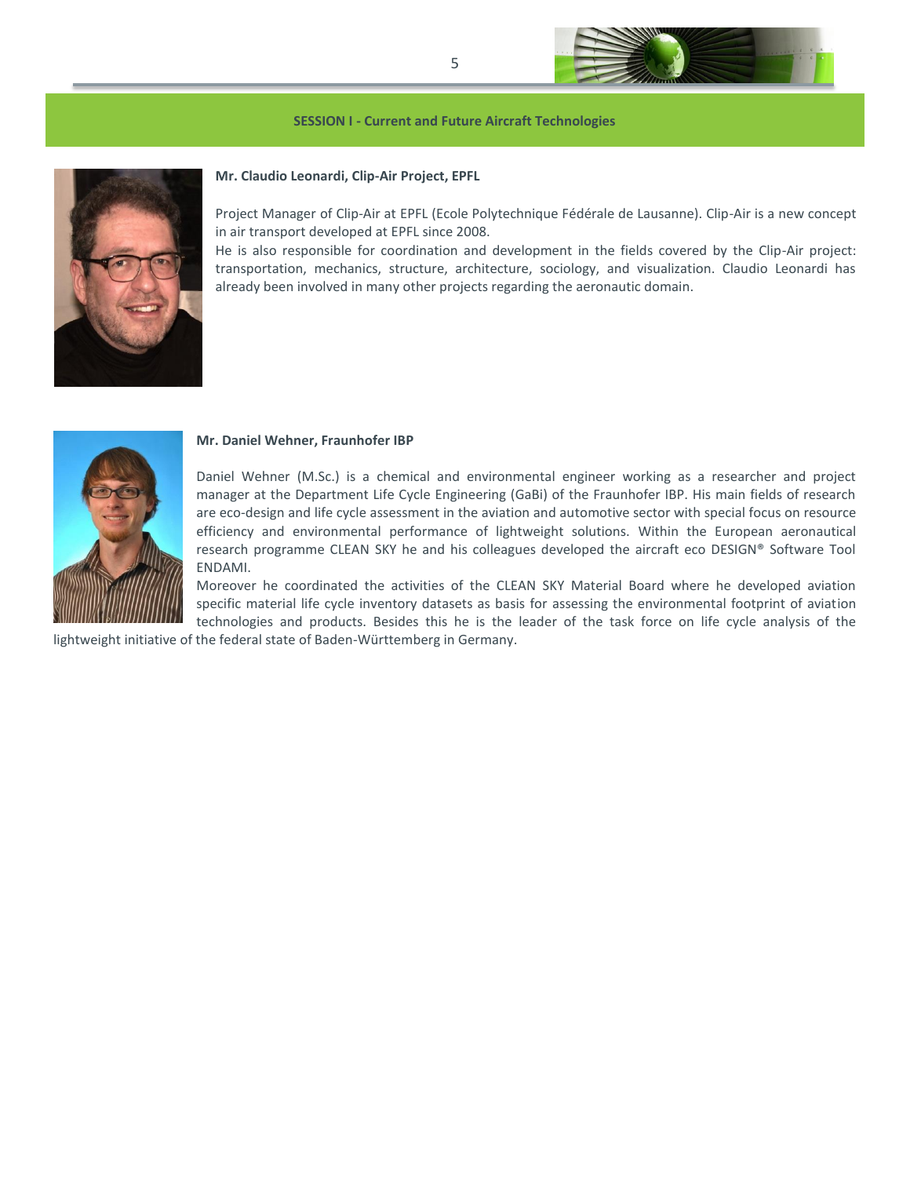## SESSION I - Current and Future Aircraft Technologies

**Mr. Claudio Leonardi, Clip-Air Project, EPFL**

Project Manager of Clip-Air at EPFL (Ecole Polytechnique Fédérale de Lausanne). Clip-Air is a new concept in air transport developed at EPFL since 2008.
He is also responsible for coordination and development in the fields covered by the Clip-Air project: transportation, mechanics, structure, architecture, sociology, and visualization. Claudio Leonardi has already been involved in many other projects regarding the aeronautic domain.

**Mr. Daniel Wehner, Fraunhofer IBP**

Daniel Wehner (M.Sc.) is a chemical and environmental engineer working as a researcher and project manager at the Department Life Cycle Engineering (GaBi) of the Fraunhofer IBP. His main fields of research are eco-design and life cycle assessment in the aviation and automotive sector with special focus on resource efficiency and environmental performance of lightweight solutions. Within the European aeronautical research programme CLEAN SKY he and his colleagues developed the aircraft eco DESIGN® Software Tool ENDAMI.
Moreover he coordinated the activities of the CLEAN SKY Material Board where he developed aviation specific material life cycle inventory datasets as basis for assessing the environmental footprint of aviation technologies and products. Besides this he is the leader of the task force on life cycle analysis of the lightweight initiative of the federal state of Baden-Württemberg in Germany.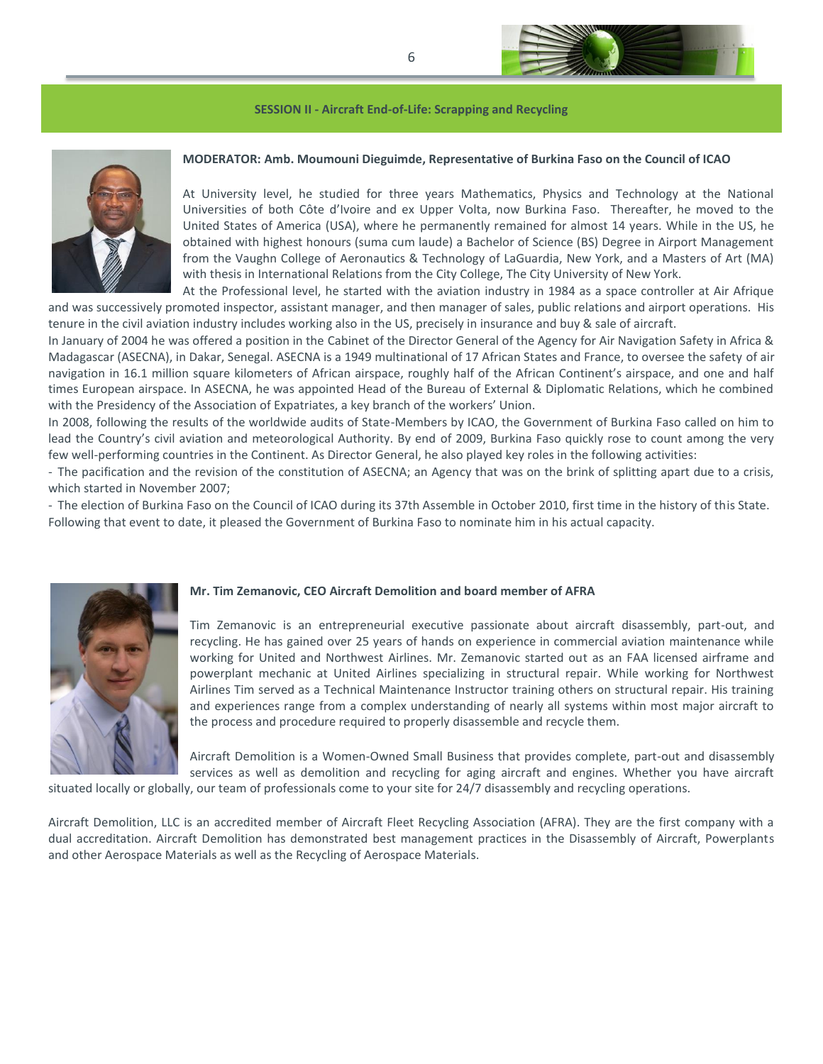## SESSION II - Aircraft End-of-Life: Scrapping and Recycling

**MODERATOR: Amb. Moumouni Dieguimde, Representative of Burkina Faso on the Council of ICAO**

At University level, he studied for three years Mathematics, Physics and Technology at the National Universities of both Côte d'Ivoire and ex Upper Volta, now Burkina Faso. Thereafter, he moved to the United States of America (USA), where he permanently remained for almost 14 years. While in the US, he obtained with highest honours (suma cum laude) a Bachelor of Science (BS) Degree in Airport Management from the Vaughn College of Aeronautics & Technology of LaGuardia, New York, and a Masters of Art (MA) with thesis in International Relations from the City College, The City University of New York.

At the Professional level, he started with the aviation industry in 1984 as a space controller at Air Afrique and was successively promoted inspector, assistant manager, and then manager of sales, public relations and airport operations. His tenure in the civil aviation industry includes working also in the US, precisely in insurance and buy & sale of aircraft.

In January of 2004 he was offered a position in the Cabinet of the Director General of the Agency for Air Navigation Safety in Africa & Madagascar (ASECNA), in Dakar, Senegal. ASECNA is a 1949 multinational of 17 African States and France, to oversee the safety of air navigation in 16.1 million square kilometers of African airspace, roughly half of the African Continent's airspace, and one and half times European airspace. In ASECNA, he was appointed Head of the Bureau of External & Diplomatic Relations, which he combined with the Presidency of the Association of Expatriates, a key branch of the workers' Union.

In 2008, following the results of the worldwide audits of State-Members by ICAO, the Government of Burkina Faso called on him to lead the Country's civil aviation and meteorological Authority. By end of 2009, Burkina Faso quickly rose to count among the very few well-performing countries in the Continent. As Director General, he also played key roles in the following activities:

- The pacification and the revision of the constitution of ASECNA; an Agency that was on the brink of splitting apart due to a crisis, which started in November 2007;
- The election of Burkina Faso on the Council of ICAO during its 37th Assemble in October 2010, first time in the history of this State.

Following that event to date, it pleased the Government of Burkina Faso to nominate him in his actual capacity.

**Mr. Tim Zemanovic, CEO Aircraft Demolition and board member of AFRA**

Tim Zemanovic is an entrepreneurial executive passionate about aircraft disassembly, part-out, and recycling. He has gained over 25 years of hands on experience in commercial aviation maintenance while working for United and Northwest Airlines. Mr. Zemanovic started out as an FAA licensed airframe and powerplant mechanic at United Airlines specializing in structural repair. While working for Northwest Airlines Tim served as a Technical Maintenance Instructor training others on structural repair. His training and experiences range from a complex understanding of nearly all systems within most major aircraft to the process and procedure required to properly disassemble and recycle them.

Aircraft Demolition is a Women-Owned Small Business that provides complete, part-out and disassembly services as well as demolition and recycling for aging aircraft and engines. Whether you have aircraft situated locally or globally, our team of professionals come to your site for 24/7 disassembly and recycling operations.

Aircraft Demolition, LLC is an accredited member of Aircraft Fleet Recycling Association (AFRA). They are the first company with a dual accreditation. Aircraft Demolition has demonstrated best management practices in the Disassembly of Aircraft, Powerplants and other Aerospace Materials as well as the Recycling of Aerospace Materials.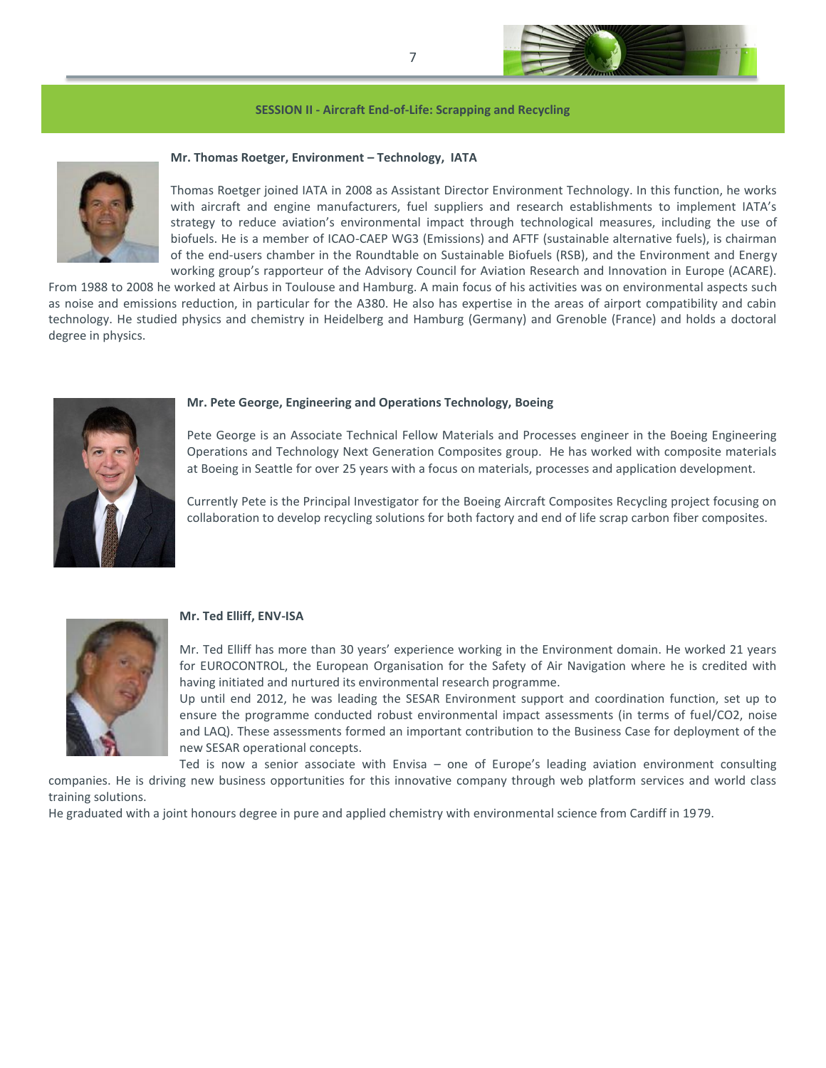## SESSION II - Aircraft End-of-Life: Scrapping and Recycling

### Mr. Thomas Roetger, Environment – Technology, IATA

Thomas Roetger joined IATA in 2008 as Assistant Director Environment Technology. In this function, he works with aircraft and engine manufacturers, fuel suppliers and research establishments to implement IATA's strategy to reduce aviation's environmental impact through technological measures, including the use of biofuels. He is a member of ICAO-CAEP WG3 (Emissions) and AFTF (sustainable alternative fuels), is chairman of the end-users chamber in the Roundtable on Sustainable Biofuels (RSB), and the Environment and Energy working group's rapporteur of the Advisory Council for Aviation Research and Innovation in Europe (ACARE). From 1988 to 2008 he worked at Airbus in Toulouse and Hamburg. A main focus of his activities was on environmental aspects such as noise and emissions reduction, in particular for the A380. He also has expertise in the areas of airport compatibility and cabin technology. He studied physics and chemistry in Heidelberg and Hamburg (Germany) and Grenoble (France) and holds a doctoral degree in physics.

### Mr. Pete George, Engineering and Operations Technology, Boeing

Pete George is an Associate Technical Fellow Materials and Processes engineer in the Boeing Engineering Operations and Technology Next Generation Composites group. He has worked with composite materials at Boeing in Seattle for over 25 years with a focus on materials, processes and application development.

Currently Pete is the Principal Investigator for the Boeing Aircraft Composites Recycling project focusing on collaboration to develop recycling solutions for both factory and end of life scrap carbon fiber composites.

### Mr. Ted Elliff, ENV-ISA

Mr. Ted Elliff has more than 30 years' experience working in the Environment domain. He worked 21 years for EUROCONTROL, the European Organisation for the Safety of Air Navigation where he is credited with having initiated and nurtured its environmental research programme.

Up until end 2012, he was leading the SESAR Environment support and coordination function, set up to ensure the programme conducted robust environmental impact assessments (in terms of fuel/CO2, noise and LAQ). These assessments formed an important contribution to the Business Case for deployment of the new SESAR operational concepts.

Ted is now a senior associate with Envisa – one of Europe's leading aviation environment consulting companies. He is driving new business opportunities for this innovative company through web platform services and world class training solutions.

He graduated with a joint honours degree in pure and applied chemistry with environmental science from Cardiff in 1979.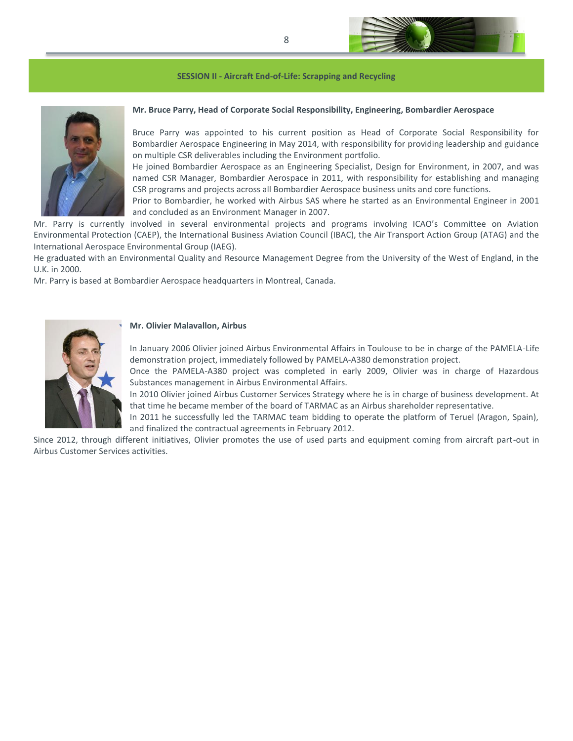## SESSION II - Aircraft End-of-Life: Scrapping and Recycling

**Mr. Bruce Parry, Head of Corporate Social Responsibility, Engineering, Bombardier Aerospace**

Bruce Parry was appointed to his current position as Head of Corporate Social Responsibility for Bombardier Aerospace Engineering in May 2014, with responsibility for providing leadership and guidance on multiple CSR deliverables including the Environment portfolio.

He joined Bombardier Aerospace as an Engineering Specialist, Design for Environment, in 2007, and was named CSR Manager, Bombardier Aerospace in 2011, with responsibility for establishing and managing CSR programs and projects across all Bombardier Aerospace business units and core functions.

Prior to Bombardier, he worked with Airbus SAS where he started as an Environmental Engineer in 2001 and concluded as an Environment Manager in 2007.

Mr. Parry is currently involved in several environmental projects and programs involving ICAO's Committee on Aviation Environmental Protection (CAEP), the International Business Aviation Council (IBAC), the Air Transport Action Group (ATAG) and the International Aerospace Environmental Group (IAEG).

He graduated with an Environmental Quality and Resource Management Degree from the University of the West of England, in the U.K. in 2000.

Mr. Parry is based at Bombardier Aerospace headquarters in Montreal, Canada.

**Mr. Olivier Malavallon, Airbus**

In January 2006 Olivier joined Airbus Environmental Affairs in Toulouse to be in charge of the PAMELA-Life demonstration project, immediately followed by PAMELA-A380 demonstration project.

Once the PAMELA-A380 project was completed in early 2009, Olivier was in charge of Hazardous Substances management in Airbus Environmental Affairs.

In 2010 Olivier joined Airbus Customer Services Strategy where he is in charge of business development. At that time he became member of the board of TARMAC as an Airbus shareholder representative.

In 2011 he successfully led the TARMAC team bidding to operate the platform of Teruel (Aragon, Spain), and finalized the contractual agreements in February 2012.

Since 2012, through different initiatives, Olivier promotes the use of used parts and equipment coming from aircraft part-out in Airbus Customer Services activities.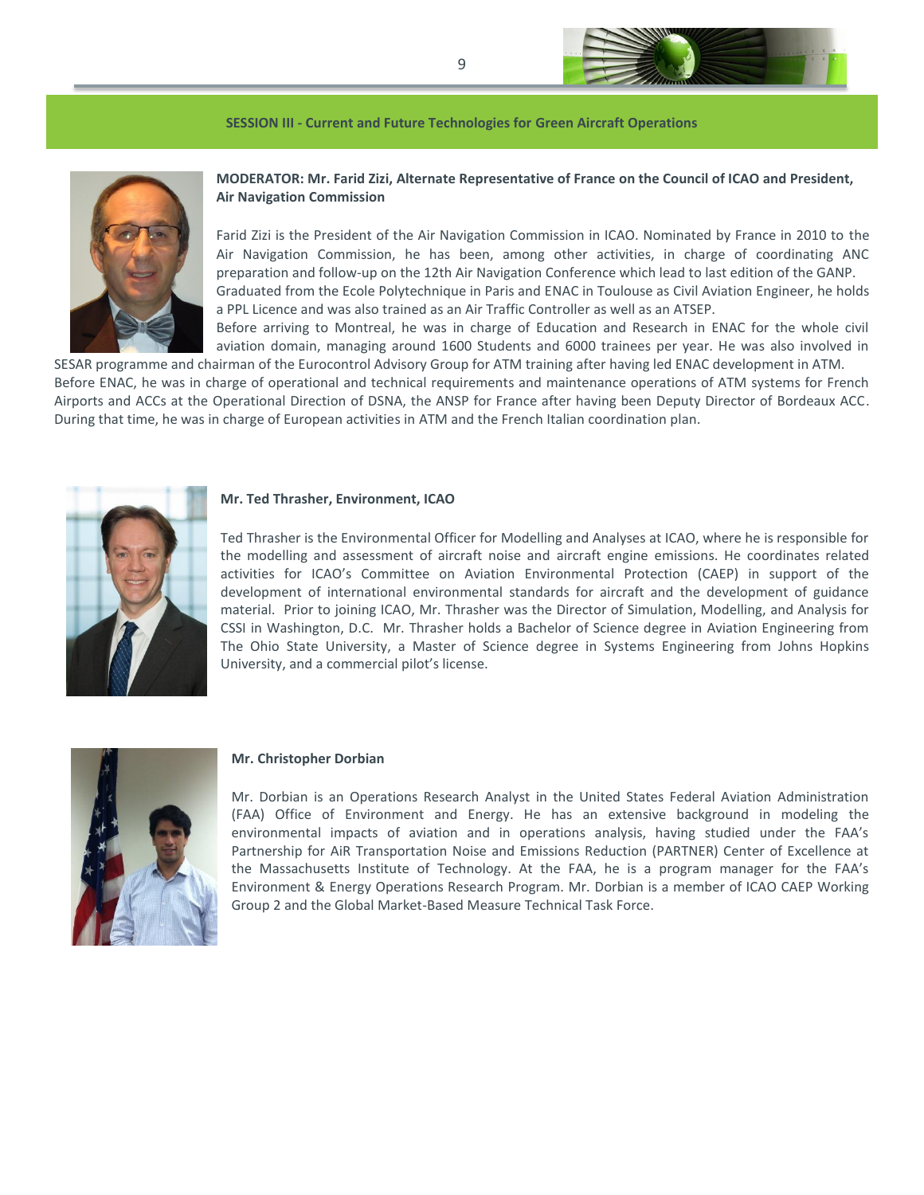## SESSION III - Current and Future Technologies for Green Aircraft Operations

**MODERATOR: Mr. Farid Zizi, Alternate Representative of France on the Council of ICAO and President, Air Navigation Commission**

Farid Zizi is the President of the Air Navigation Commission in ICAO. Nominated by France in 2010 to the Air Navigation Commission, he has been, among other activities, in charge of coordinating ANC preparation and follow-up on the 12th Air Navigation Conference which lead to last edition of the GANP. Graduated from the Ecole Polytechnique in Paris and ENAC in Toulouse as Civil Aviation Engineer, he holds a PPL Licence and was also trained as an Air Traffic Controller as well as an ATSEP.
Before arriving to Montreal, he was in charge of Education and Research in ENAC for the whole civil aviation domain, managing around 1600 Students and 6000 trainees per year. He was also involved in SESAR programme and chairman of the Eurocontrol Advisory Group for ATM training after having led ENAC development in ATM.
Before ENAC, he was in charge of operational and technical requirements and maintenance operations of ATM systems for French Airports and ACCs at the Operational Direction of DSNA, the ANSP for France after having been Deputy Director of Bordeaux ACC. During that time, he was in charge of European activities in ATM and the French Italian coordination plan.

**Mr. Ted Thrasher, Environment, ICAO**

Ted Thrasher is the Environmental Officer for Modelling and Analyses at ICAO, where he is responsible for the modelling and assessment of aircraft noise and aircraft engine emissions. He coordinates related activities for ICAO's Committee on Aviation Environmental Protection (CAEP) in support of the development of international environmental standards for aircraft and the development of guidance material. Prior to joining ICAO, Mr. Thrasher was the Director of Simulation, Modelling, and Analysis for CSSI in Washington, D.C. Mr. Thrasher holds a Bachelor of Science degree in Aviation Engineering from The Ohio State University, a Master of Science degree in Systems Engineering from Johns Hopkins University, and a commercial pilot's license.

**Mr. Christopher Dorbian**

Mr. Dorbian is an Operations Research Analyst in the United States Federal Aviation Administration (FAA) Office of Environment and Energy. He has an extensive background in modeling the environmental impacts of aviation and in operations analysis, having studied under the FAA's Partnership for AiR Transportation Noise and Emissions Reduction (PARTNER) Center of Excellence at the Massachusetts Institute of Technology. At the FAA, he is a program manager for the FAA's Environment & Energy Operations Research Program. Mr. Dorbian is a member of ICAO CAEP Working Group 2 and the Global Market-Based Measure Technical Task Force.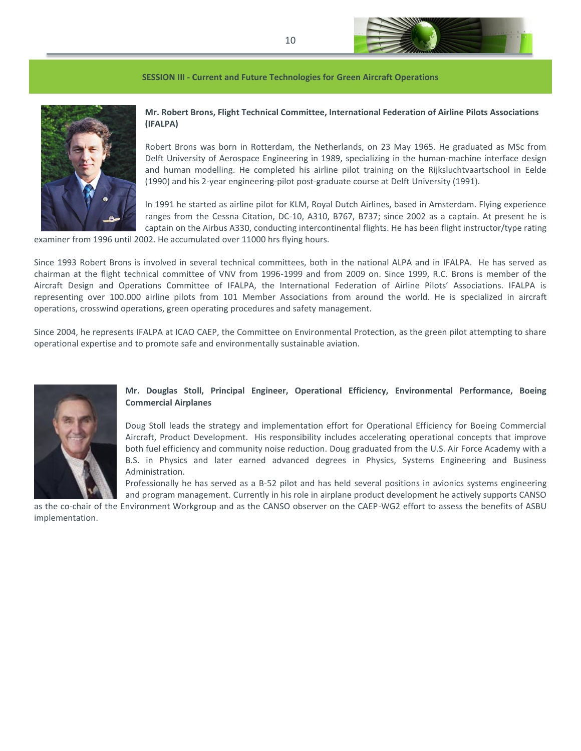## SESSION III - Current and Future Technologies for Green Aircraft Operations

**Mr. Robert Brons, Flight Technical Committee, International Federation of Airline Pilots Associations (IFALPA)**

Robert Brons was born in Rotterdam, the Netherlands, on 23 May 1965. He graduated as MSc from Delft University of Aerospace Engineering in 1989, specializing in the human-machine interface design and human modelling. He completed his airline pilot training on the Rijksluchtvaartschool in Eelde (1990) and his 2-year engineering-pilot post-graduate course at Delft University (1991).

In 1991 he started as airline pilot for KLM, Royal Dutch Airlines, based in Amsterdam. Flying experience ranges from the Cessna Citation, DC-10, A310, B767, B737; since 2002 as a captain. At present he is captain on the Airbus A330, conducting intercontinental flights. He has been flight instructor/type rating examiner from 1996 until 2002. He accumulated over 11000 hrs flying hours.

Since 1993 Robert Brons is involved in several technical committees, both in the national ALPA and in IFALPA. He has served as chairman at the flight technical committee of VNV from 1996-1999 and from 2009 on. Since 1999, R.C. Brons is member of the Aircraft Design and Operations Committee of IFALPA, the International Federation of Airline Pilots' Associations. IFALPA is representing over 100.000 airline pilots from 101 Member Associations from around the world. He is specialized in aircraft operations, crosswind operations, green operating procedures and safety management.

Since 2004, he represents IFALPA at ICAO CAEP, the Committee on Environmental Protection, as the green pilot attempting to share operational expertise and to promote safe and environmentally sustainable aviation.

**Mr. Douglas Stoll, Principal Engineer, Operational Efficiency, Environmental Performance, Boeing Commercial Airplanes**

Doug Stoll leads the strategy and implementation effort for Operational Efficiency for Boeing Commercial Aircraft, Product Development. His responsibility includes accelerating operational concepts that improve both fuel efficiency and community noise reduction. Doug graduated from the U.S. Air Force Academy with a B.S. in Physics and later earned advanced degrees in Physics, Systems Engineering and Business Administration.

Professionally he has served as a B-52 pilot and has held several positions in avionics systems engineering and program management. Currently in his role in airplane product development he actively supports CANSO as the co-chair of the Environment Workgroup and as the CANSO observer on the CAEP-WG2 effort to assess the benefits of ASBU implementation.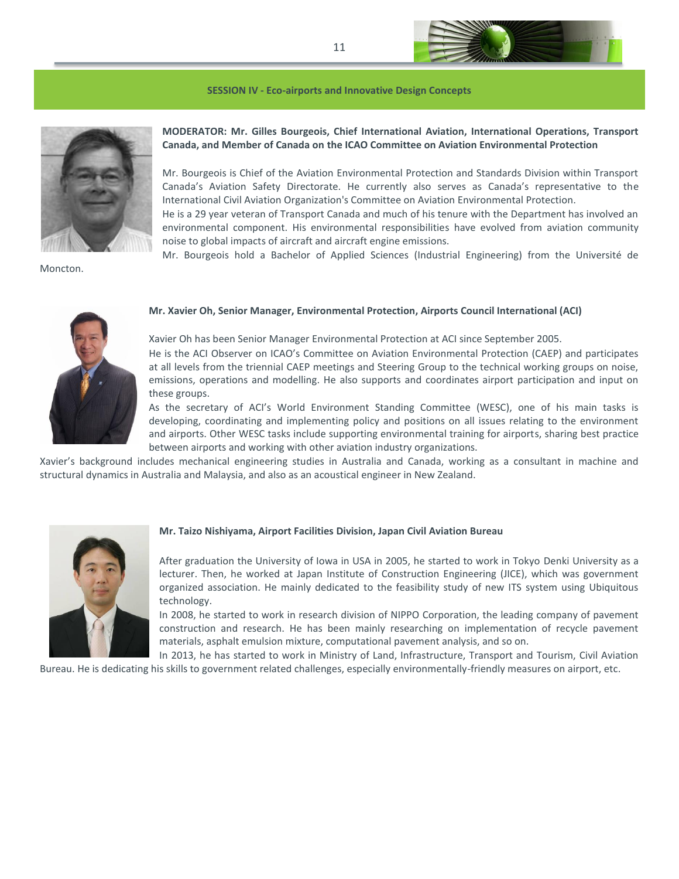## SESSION IV - Eco-airports and Innovative Design Concepts

**MODERATOR: Mr. Gilles Bourgeois, Chief International Aviation, International Operations, Transport Canada, and Member of Canada on the ICAO Committee on Aviation Environmental Protection**

Mr. Bourgeois is Chief of the Aviation Environmental Protection and Standards Division within Transport Canada's Aviation Safety Directorate. He currently also serves as Canada's representative to the International Civil Aviation Organization's Committee on Aviation Environmental Protection.

He is a 29 year veteran of Transport Canada and much of his tenure with the Department has involved an environmental component. His environmental responsibilities have evolved from aviation community noise to global impacts of aircraft and aircraft engine emissions.

Mr. Bourgeois hold a Bachelor of Applied Sciences (Industrial Engineering) from the Université de Moncton.

**Mr. Xavier Oh, Senior Manager, Environmental Protection, Airports Council International (ACI)**

Xavier Oh has been Senior Manager Environmental Protection at ACI since September 2005.

He is the ACI Observer on ICAO's Committee on Aviation Environmental Protection (CAEP) and participates at all levels from the triennial CAEP meetings and Steering Group to the technical working groups on noise, emissions, operations and modelling. He also supports and coordinates airport participation and input on these groups.

As the secretary of ACI's World Environment Standing Committee (WESC), one of his main tasks is developing, coordinating and implementing policy and positions on all issues relating to the environment and airports. Other WESC tasks include supporting environmental training for airports, sharing best practice between airports and working with other aviation industry organizations.

Xavier's background includes mechanical engineering studies in Australia and Canada, working as a consultant in machine and structural dynamics in Australia and Malaysia, and also as an acoustical engineer in New Zealand.

**Mr. Taizo Nishiyama, Airport Facilities Division, Japan Civil Aviation Bureau**

After graduation the University of Iowa in USA in 2005, he started to work in Tokyo Denki University as a lecturer. Then, he worked at Japan Institute of Construction Engineering (JICE), which was government organized association. He mainly dedicated to the feasibility study of new ITS system using Ubiquitous technology.

In 2008, he started to work in research division of NIPPO Corporation, the leading company of pavement construction and research. He has been mainly researching on implementation of recycle pavement materials, asphalt emulsion mixture, computational pavement analysis, and so on.

In 2013, he has started to work in Ministry of Land, Infrastructure, Transport and Tourism, Civil Aviation Bureau. He is dedicating his skills to government related challenges, especially environmentally-friendly measures on airport, etc.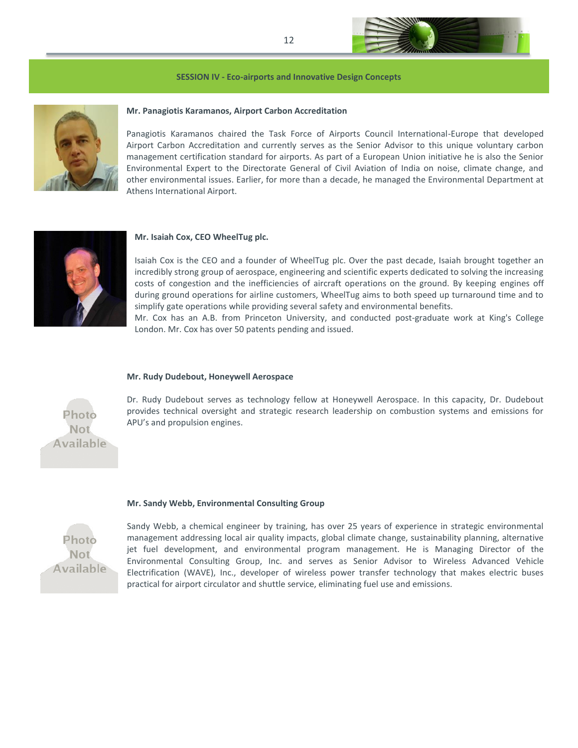## SESSION IV - Eco-airports and Innovative Design Concepts

**Mr. Panagiotis Karamanos, Airport Carbon Accreditation**

Panagiotis Karamanos chaired the Task Force of Airports Council International-Europe that developed Airport Carbon Accreditation and currently serves as the Senior Advisor to this unique voluntary carbon management certification standard for airports. As part of a European Union initiative he is also the Senior Environmental Expert to the Directorate General of Civil Aviation of India on noise, climate change, and other environmental issues. Earlier, for more than a decade, he managed the Environmental Department at Athens International Airport.

**Mr. Isaiah Cox, CEO WheelTug plc.**

Isaiah Cox is the CEO and a founder of WheelTug plc. Over the past decade, Isaiah brought together an incredibly strong group of aerospace, engineering and scientific experts dedicated to solving the increasing costs of congestion and the inefficiencies of aircraft operations on the ground. By keeping engines off during ground operations for airline customers, WheelTug aims to both speed up turnaround time and to simplify gate operations while providing several safety and environmental benefits.
Mr. Cox has an A.B. from Princeton University, and conducted post-graduate work at King's College London. Mr. Cox has over 50 patents pending and issued.

**Mr. Rudy Dudebout, Honeywell Aerospace**

Photo Not Available

Dr. Rudy Dudebout serves as technology fellow at Honeywell Aerospace. In this capacity, Dr. Dudebout provides technical oversight and strategic research leadership on combustion systems and emissions for APU's and propulsion engines.

**Mr. Sandy Webb, Environmental Consulting Group**

Photo Not Available

Sandy Webb, a chemical engineer by training, has over 25 years of experience in strategic environmental management addressing local air quality impacts, global climate change, sustainability planning, alternative jet fuel development, and environmental program management. He is Managing Director of the Environmental Consulting Group, Inc. and serves as Senior Advisor to Wireless Advanced Vehicle Electrification (WAVE), Inc., developer of wireless power transfer technology that makes electric buses practical for airport circulator and shuttle service, eliminating fuel use and emissions.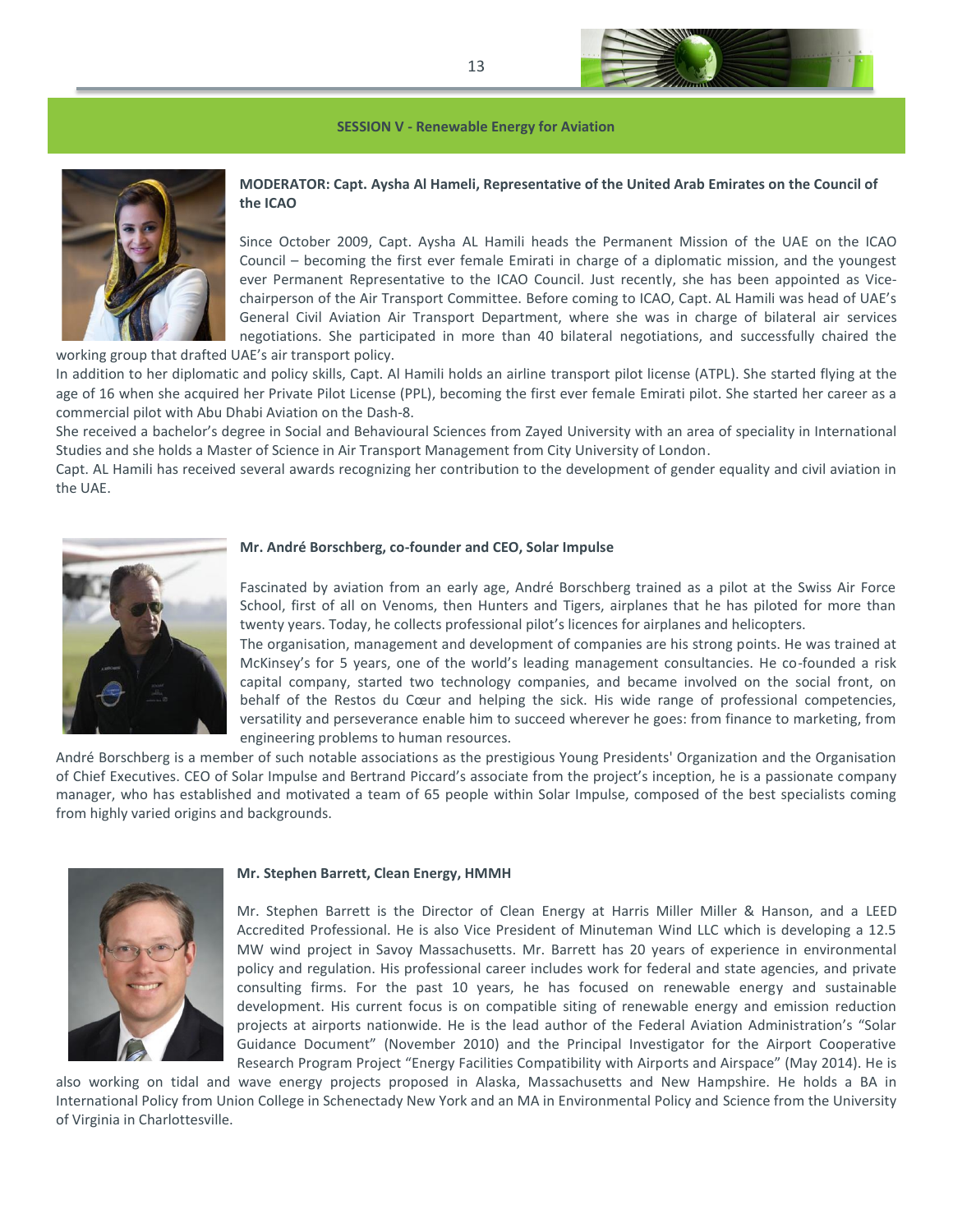## SESSION V - Renewable Energy for Aviation

**MODERATOR: Capt. Aysha Al Hameli, Representative of the United Arab Emirates on the Council of the ICAO**

Since October 2009, Capt. Aysha AL Hamili heads the Permanent Mission of the UAE on the ICAO Council – becoming the first ever female Emirati in charge of a diplomatic mission, and the youngest ever Permanent Representative to the ICAO Council. Just recently, she has been appointed as Vice-chairperson of the Air Transport Committee. Before coming to ICAO, Capt. AL Hamili was head of UAE's General Civil Aviation Air Transport Department, where she was in charge of bilateral air services negotiations. She participated in more than 40 bilateral negotiations, and successfully chaired the working group that drafted UAE's air transport policy.

In addition to her diplomatic and policy skills, Capt. Al Hamili holds an airline transport pilot license (ATPL). She started flying at the age of 16 when she acquired her Private Pilot License (PPL), becoming the first ever female Emirati pilot. She started her career as a commercial pilot with Abu Dhabi Aviation on the Dash-8.

She received a bachelor's degree in Social and Behavioural Sciences from Zayed University with an area of speciality in International Studies and she holds a Master of Science in Air Transport Management from City University of London.

Capt. AL Hamili has received several awards recognizing her contribution to the development of gender equality and civil aviation in the UAE.

**Mr. André Borschberg, co-founder and CEO, Solar Impulse**

Fascinated by aviation from an early age, André Borschberg trained as a pilot at the Swiss Air Force School, first of all on Venoms, then Hunters and Tigers, airplanes that he has piloted for more than twenty years. Today, he collects professional pilot's licences for airplanes and helicopters.

The organisation, management and development of companies are his strong points. He was trained at McKinsey's for 5 years, one of the world's leading management consultancies. He co-founded a risk capital company, started two technology companies, and became involved on the social front, on behalf of the Restos du Cœur and helping the sick. His wide range of professional competencies, versatility and perseverance enable him to succeed wherever he goes: from finance to marketing, from engineering problems to human resources.

André Borschberg is a member of such notable associations as the prestigious Young Presidents' Organization and the Organisation of Chief Executives. CEO of Solar Impulse and Bertrand Piccard's associate from the project's inception, he is a passionate company manager, who has established and motivated a team of 65 people within Solar Impulse, composed of the best specialists coming from highly varied origins and backgrounds.

**Mr. Stephen Barrett, Clean Energy, HMMH**

Mr. Stephen Barrett is the Director of Clean Energy at Harris Miller Miller & Hanson, and a LEED Accredited Professional. He is also Vice President of Minuteman Wind LLC which is developing a 12.5 MW wind project in Savoy Massachusetts. Mr. Barrett has 20 years of experience in environmental policy and regulation. His professional career includes work for federal and state agencies, and private consulting firms. For the past 10 years, he has focused on renewable energy and sustainable development. His current focus is on compatible siting of renewable energy and emission reduction projects at airports nationwide. He is the lead author of the Federal Aviation Administration's "Solar Guidance Document" (November 2010) and the Principal Investigator for the Airport Cooperative Research Program Project "Energy Facilities Compatibility with Airports and Airspace" (May 2014). He is also working on tidal and wave energy projects proposed in Alaska, Massachusetts and New Hampshire. He holds a BA in International Policy from Union College in Schenectady New York and an MA in Environmental Policy and Science from the University of Virginia in Charlottesville.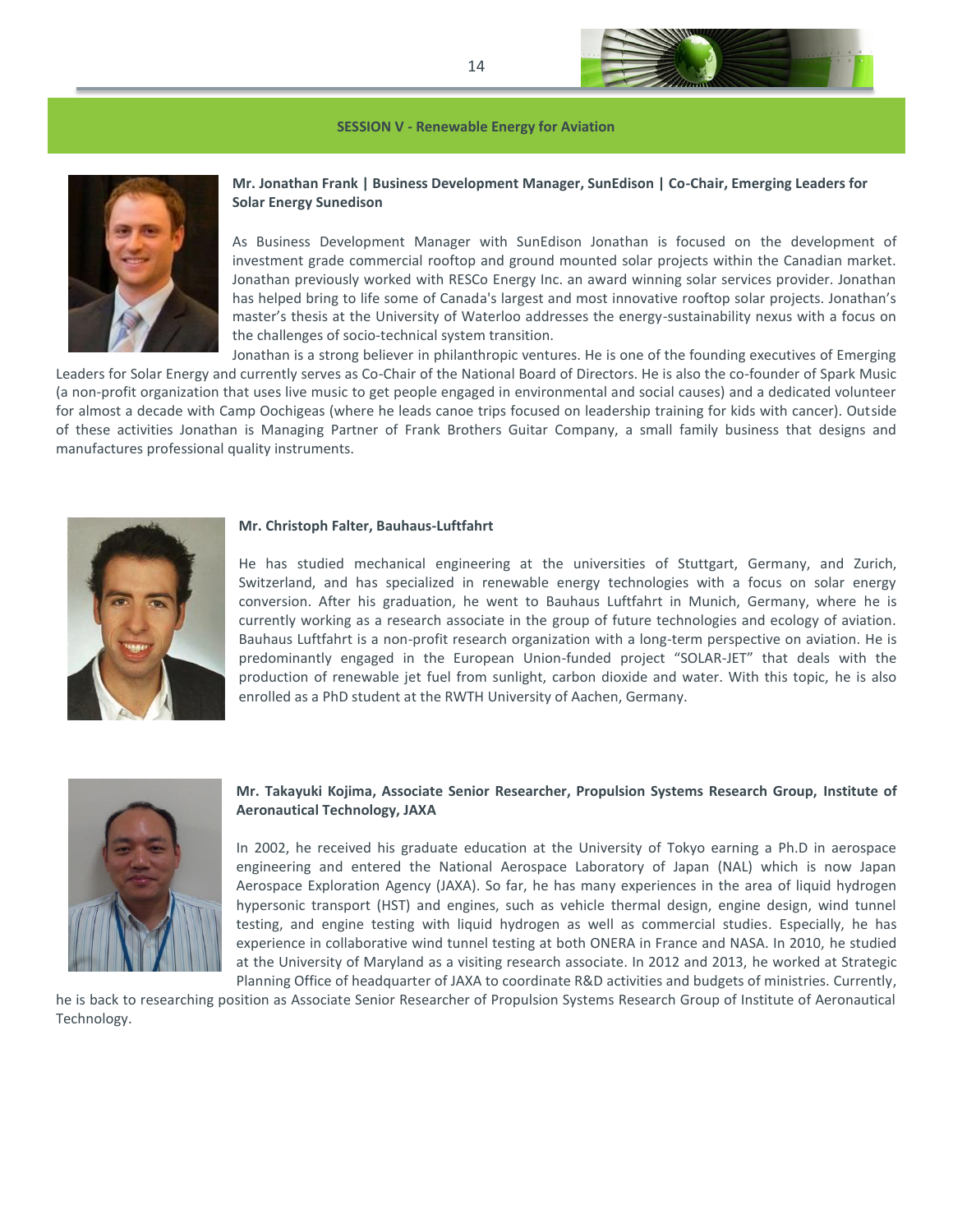## SESSION V - Renewable Energy for Aviation

**Mr. Jonathan Frank | Business Development Manager, SunEdison | Co-Chair, Emerging Leaders for Solar Energy Sunedison**

As Business Development Manager with SunEdison Jonathan is focused on the development of investment grade commercial rooftop and ground mounted solar projects within the Canadian market. Jonathan previously worked with RESCo Energy Inc. an award winning solar services provider. Jonathan has helped bring to life some of Canada's largest and most innovative rooftop solar projects. Jonathan's master's thesis at the University of Waterloo addresses the energy-sustainability nexus with a focus on the challenges of socio-technical system transition.

Jonathan is a strong believer in philanthropic ventures. He is one of the founding executives of Emerging Leaders for Solar Energy and currently serves as Co-Chair of the National Board of Directors. He is also the co-founder of Spark Music (a non-profit organization that uses live music to get people engaged in environmental and social causes) and a dedicated volunteer for almost a decade with Camp Oochigeas (where he leads canoe trips focused on leadership training for kids with cancer). Outside of these activities Jonathan is Managing Partner of Frank Brothers Guitar Company, a small family business that designs and manufactures professional quality instruments.

**Mr. Christoph Falter, Bauhaus-Luftfahrt**

He has studied mechanical engineering at the universities of Stuttgart, Germany, and Zurich, Switzerland, and has specialized in renewable energy technologies with a focus on solar energy conversion. After his graduation, he went to Bauhaus Luftfahrt in Munich, Germany, where he is currently working as a research associate in the group of future technologies and ecology of aviation. Bauhaus Luftfahrt is a non-profit research organization with a long-term perspective on aviation. He is predominantly engaged in the European Union-funded project "SOLAR-JET" that deals with the production of renewable jet fuel from sunlight, carbon dioxide and water. With this topic, he is also enrolled as a PhD student at the RWTH University of Aachen, Germany.

**Mr. Takayuki Kojima, Associate Senior Researcher, Propulsion Systems Research Group, Institute of Aeronautical Technology, JAXA**

In 2002, he received his graduate education at the University of Tokyo earning a Ph.D in aerospace engineering and entered the National Aerospace Laboratory of Japan (NAL) which is now Japan Aerospace Exploration Agency (JAXA). So far, he has many experiences in the area of liquid hydrogen hypersonic transport (HST) and engines, such as vehicle thermal design, engine design, wind tunnel testing, and engine testing with liquid hydrogen as well as commercial studies. Especially, he has experience in collaborative wind tunnel testing at both ONERA in France and NASA. In 2010, he studied at the University of Maryland as a visiting research associate. In 2012 and 2013, he worked at Strategic Planning Office of headquarter of JAXA to coordinate R&D activities and budgets of ministries. Currently, he is back to researching position as Associate Senior Researcher of Propulsion Systems Research Group of Institute of Aeronautical Technology.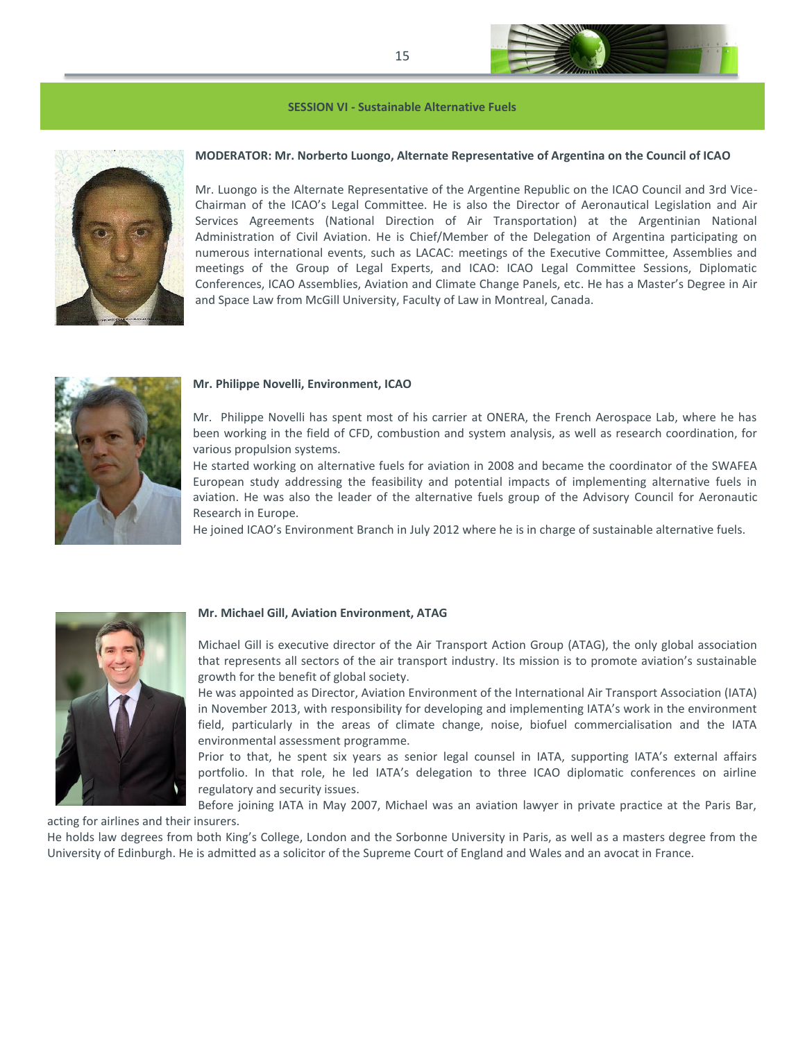## SESSION VI - Sustainable Alternative Fuels

**MODERATOR: Mr. Norberto Luongo, Alternate Representative of Argentina on the Council of ICAO**

Mr. Luongo is the Alternate Representative of the Argentine Republic on the ICAO Council and 3rd Vice-Chairman of the ICAO's Legal Committee. He is also the Director of Aeronautical Legislation and Air Services Agreements (National Direction of Air Transportation) at the Argentinian National Administration of Civil Aviation. He is Chief/Member of the Delegation of Argentina participating on numerous international events, such as LACAC: meetings of the Executive Committee, Assemblies and meetings of the Group of Legal Experts, and ICAO: ICAO Legal Committee Sessions, Diplomatic Conferences, ICAO Assemblies, Aviation and Climate Change Panels, etc. He has a Master's Degree in Air and Space Law from McGill University, Faculty of Law in Montreal, Canada.

**Mr. Philippe Novelli, Environment, ICAO**

Mr. Philippe Novelli has spent most of his carrier at ONERA, the French Aerospace Lab, where he has been working in the field of CFD, combustion and system analysis, as well as research coordination, for various propulsion systems.

He started working on alternative fuels for aviation in 2008 and became the coordinator of the SWAFEA European study addressing the feasibility and potential impacts of implementing alternative fuels in aviation. He was also the leader of the alternative fuels group of the Advisory Council for Aeronautic Research in Europe.

He joined ICAO's Environment Branch in July 2012 where he is in charge of sustainable alternative fuels.

**Mr. Michael Gill, Aviation Environment, ATAG**

Michael Gill is executive director of the Air Transport Action Group (ATAG), the only global association that represents all sectors of the air transport industry. Its mission is to promote aviation's sustainable growth for the benefit of global society.

He was appointed as Director, Aviation Environment of the International Air Transport Association (IATA) in November 2013, with responsibility for developing and implementing IATA's work in the environment field, particularly in the areas of climate change, noise, biofuel commercialisation and the IATA environmental assessment programme.

Prior to that, he spent six years as senior legal counsel in IATA, supporting IATA's external affairs portfolio. In that role, he led IATA's delegation to three ICAO diplomatic conferences on airline regulatory and security issues.

Before joining IATA in May 2007, Michael was an aviation lawyer in private practice at the Paris Bar, acting for airlines and their insurers.

He holds law degrees from both King's College, London and the Sorbonne University in Paris, as well as a masters degree from the University of Edinburgh. He is admitted as a solicitor of the Supreme Court of England and Wales and an avocat in France.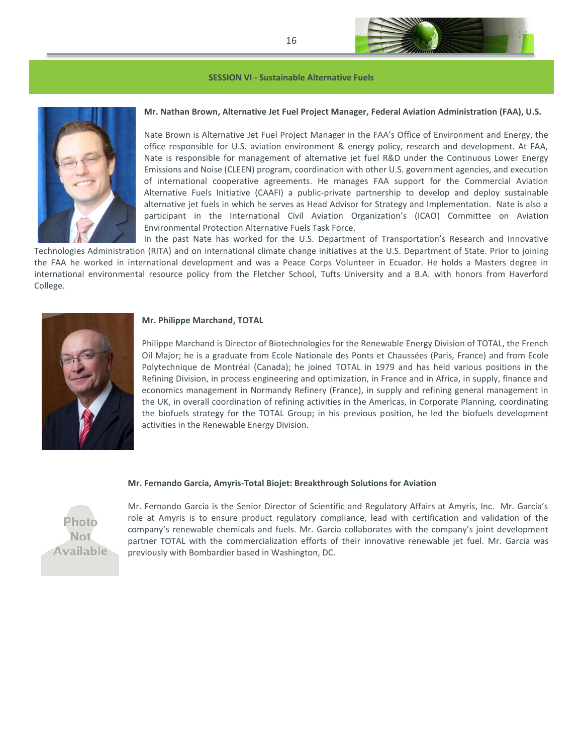## SESSION VI - Sustainable Alternative Fuels

**Mr. Nathan Brown, Alternative Jet Fuel Project Manager, Federal Aviation Administration (FAA), U.S.**

Nate Brown is Alternative Jet Fuel Project Manager in the FAA's Office of Environment and Energy, the office responsible for U.S. aviation environment & energy policy, research and development. At FAA, Nate is responsible for management of alternative jet fuel R&D under the Continuous Lower Energy Emissions and Noise (CLEEN) program, coordination with other U.S. government agencies, and execution of international cooperative agreements. He manages FAA support for the Commercial Aviation Alternative Fuels Initiative (CAAFI) a public-private partnership to develop and deploy sustainable alternative jet fuels in which he serves as Head Advisor for Strategy and Implementation. Nate is also a participant in the International Civil Aviation Organization's (ICAO) Committee on Aviation Environmental Protection Alternative Fuels Task Force.

In the past Nate has worked for the U.S. Department of Transportation's Research and Innovative Technologies Administration (RITA) and on international climate change initiatives at the U.S. Department of State. Prior to joining the FAA he worked in international development and was a Peace Corps Volunteer in Ecuador. He holds a Masters degree in international environmental resource policy from the Fletcher School, Tufts University and a B.A. with honors from Haverford College.

**Mr. Philippe Marchand, TOTAL**

Philippe Marchand is Director of Biotechnologies for the Renewable Energy Division of TOTAL, the French Oil Major; he is a graduate from Ecole Nationale des Ponts et Chaussées (Paris, France) and from Ecole Polytechnique de Montréal (Canada); he joined TOTAL in 1979 and has held various positions in the Refining Division, in process engineering and optimization, in France and in Africa, in supply, finance and economics management in Normandy Refinery (France), in supply and refining general management in the UK, in overall coordination of refining activities in the Americas, in Corporate Planning, coordinating the biofuels strategy for the TOTAL Group; in his previous position, he led the biofuels development activities in the Renewable Energy Division.

**Mr. Fernando Garcia, Amyris-Total Biojet: Breakthrough Solutions for Aviation**

Photo Not Available

Mr. Fernando Garcia is the Senior Director of Scientific and Regulatory Affairs at Amyris, Inc. Mr. Garcia's role at Amyris is to ensure product regulatory compliance, lead with certification and validation of the company's renewable chemicals and fuels. Mr. Garcia collaborates with the company's joint development partner TOTAL with the commercialization efforts of their innovative renewable jet fuel. Mr. Garcia was previously with Bombardier based in Washington, DC.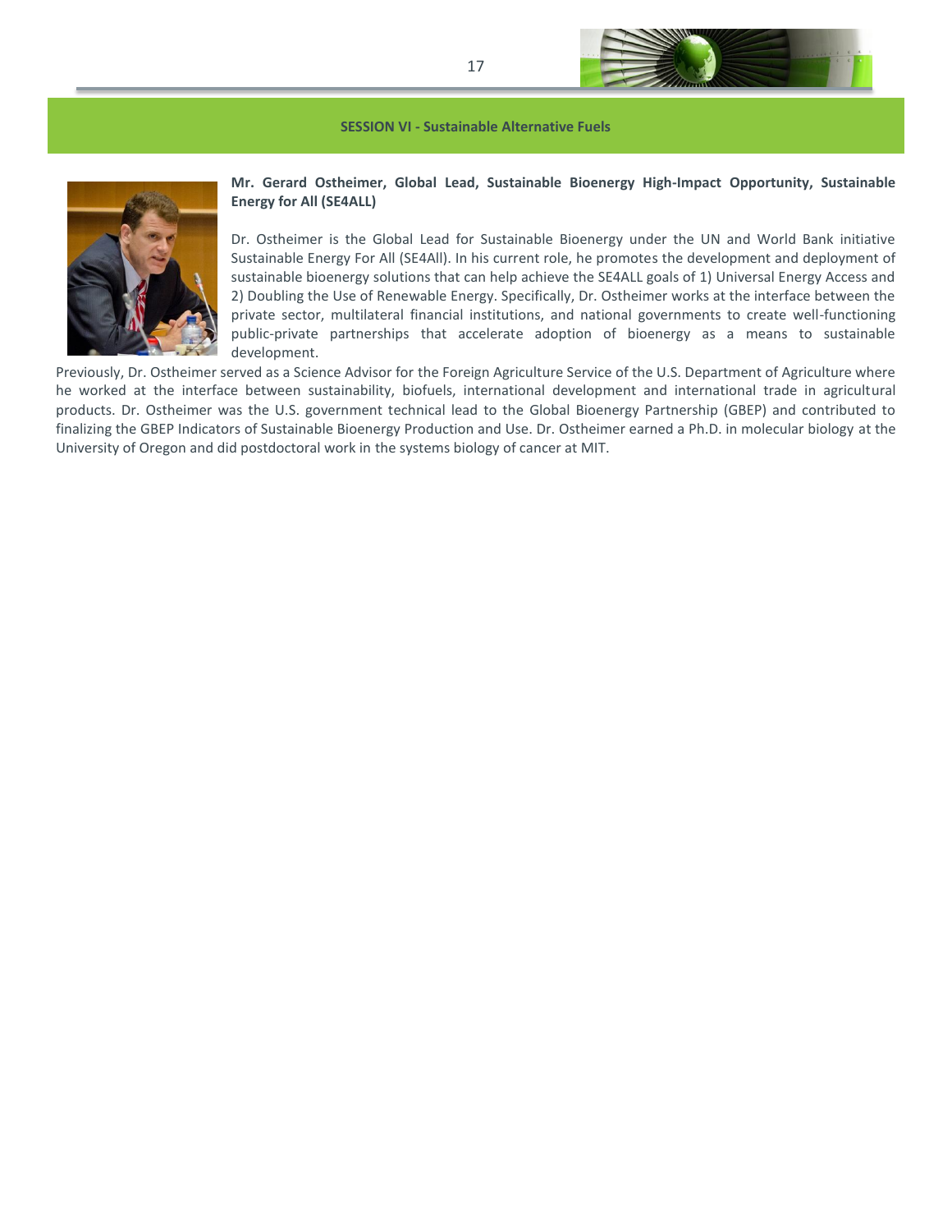## SESSION VI - Sustainable Alternative Fuels

**Mr. Gerard Ostheimer, Global Lead, Sustainable Bioenergy High-Impact Opportunity, Sustainable Energy for All (SE4ALL)**

Dr. Ostheimer is the Global Lead for Sustainable Bioenergy under the UN and World Bank initiative Sustainable Energy For All (SE4All). In his current role, he promotes the development and deployment of sustainable bioenergy solutions that can help achieve the SE4ALL goals of 1) Universal Energy Access and 2) Doubling the Use of Renewable Energy. Specifically, Dr. Ostheimer works at the interface between the private sector, multilateral financial institutions, and national governments to create well-functioning public-private partnerships that accelerate adoption of bioenergy as a means to sustainable development.

Previously, Dr. Ostheimer served as a Science Advisor for the Foreign Agriculture Service of the U.S. Department of Agriculture where he worked at the interface between sustainability, biofuels, international development and international trade in agricultural products. Dr. Ostheimer was the U.S. government technical lead to the Global Bioenergy Partnership (GBEP) and contributed to finalizing the GBEP Indicators of Sustainable Bioenergy Production and Use. Dr. Ostheimer earned a Ph.D. in molecular biology at the University of Oregon and did postdoctoral work in the systems biology of cancer at MIT.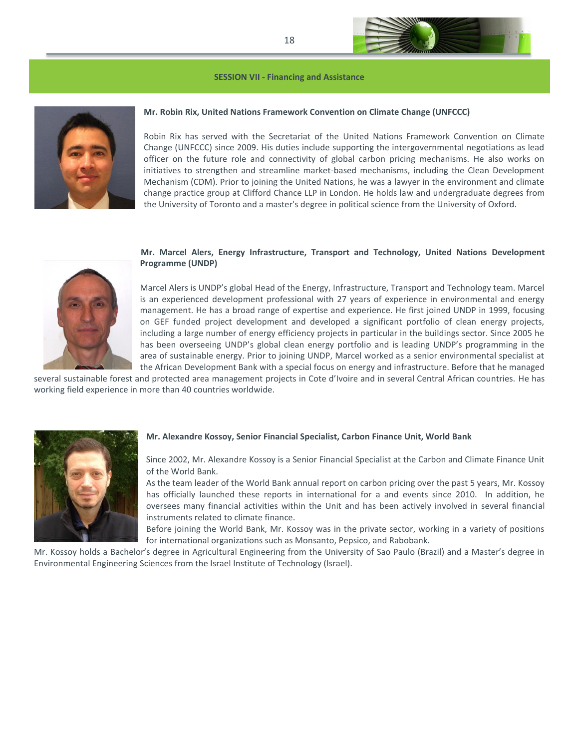## SESSION VII - Financing and Assistance

**Mr. Robin Rix, United Nations Framework Convention on Climate Change (UNFCCC)**

Robin Rix has served with the Secretariat of the United Nations Framework Convention on Climate Change (UNFCCC) since 2009. His duties include supporting the intergovernmental negotiations as lead officer on the future role and connectivity of global carbon pricing mechanisms. He also works on initiatives to strengthen and streamline market-based mechanisms, including the Clean Development Mechanism (CDM). Prior to joining the United Nations, he was a lawyer in the environment and climate change practice group at Clifford Chance LLP in London. He holds law and undergraduate degrees from the University of Toronto and a master's degree in political science from the University of Oxford.

**Mr. Marcel Alers, Energy Infrastructure, Transport and Technology, United Nations Development Programme (UNDP)**

Marcel Alers is UNDP's global Head of the Energy, Infrastructure, Transport and Technology team. Marcel is an experienced development professional with 27 years of experience in environmental and energy management. He has a broad range of expertise and experience. He first joined UNDP in 1999, focusing on GEF funded project development and developed a significant portfolio of clean energy projects, including a large number of energy efficiency projects in particular in the buildings sector. Since 2005 he has been overseeing UNDP's global clean energy portfolio and is leading UNDP's programming in the area of sustainable energy. Prior to joining UNDP, Marcel worked as a senior environmental specialist at the African Development Bank with a special focus on energy and infrastructure. Before that he managed several sustainable forest and protected area management projects in Cote d'Ivoire and in several Central African countries. He has working field experience in more than 40 countries worldwide.

**Mr. Alexandre Kossoy, Senior Financial Specialist, Carbon Finance Unit, World Bank**

Since 2002, Mr. Alexandre Kossoy is a Senior Financial Specialist at the Carbon and Climate Finance Unit of the World Bank.

As the team leader of the World Bank annual report on carbon pricing over the past 5 years, Mr. Kossoy has officially launched these reports in international for a and events since 2010. In addition, he oversees many financial activities within the Unit and has been actively involved in several financial instruments related to climate finance.

Before joining the World Bank, Mr. Kossoy was in the private sector, working in a variety of positions for international organizations such as Monsanto, Pepsico, and Rabobank.

Mr. Kossoy holds a Bachelor's degree in Agricultural Engineering from the University of Sao Paulo (Brazil) and a Master's degree in Environmental Engineering Sciences from the Israel Institute of Technology (Israel).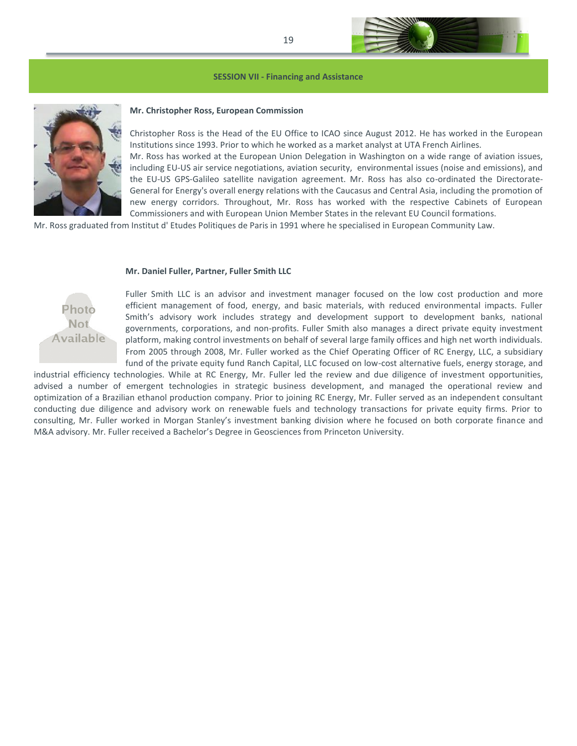## SESSION VII - Financing and Assistance

**Mr. Christopher Ross, European Commission**

Christopher Ross is the Head of the EU Office to ICAO since August 2012. He has worked in the European Institutions since 1993. Prior to which he worked as a market analyst at UTA French Airlines.
Mr. Ross has worked at the European Union Delegation in Washington on a wide range of aviation issues, including EU-US air service negotiations, aviation security, environmental issues (noise and emissions), and the EU-US GPS-Galileo satellite navigation agreement. Mr. Ross has also co-ordinated the Directorate-General for Energy's overall energy relations with the Caucasus and Central Asia, including the promotion of new energy corridors. Throughout, Mr. Ross has worked with the respective Cabinets of European Commissioners and with European Union Member States in the relevant EU Council formations.
Mr. Ross graduated from Institut d' Etudes Politiques de Paris in 1991 where he specialised in European Community Law.

**Mr. Daniel Fuller, Partner, Fuller Smith LLC**

Fuller Smith LLC is an advisor and investment manager focused on the low cost production and more efficient management of food, energy, and basic materials, with reduced environmental impacts. Fuller Smith's advisory work includes strategy and development support to development banks, national governments, corporations, and non-profits. Fuller Smith also manages a direct private equity investment platform, making control investments on behalf of several large family offices and high net worth individuals. From 2005 through 2008, Mr. Fuller worked as the Chief Operating Officer of RC Energy, LLC, a subsidiary fund of the private equity fund Ranch Capital, LLC focused on low-cost alternative fuels, energy storage, and industrial efficiency technologies. While at RC Energy, Mr. Fuller led the review and due diligence of investment opportunities, advised a number of emergent technologies in strategic business development, and managed the operational review and optimization of a Brazilian ethanol production company. Prior to joining RC Energy, Mr. Fuller served as an independent consultant conducting due diligence and advisory work on renewable fuels and technology transactions for private equity firms. Prior to consulting, Mr. Fuller worked in Morgan Stanley's investment banking division where he focused on both corporate finance and M&A advisory. Mr. Fuller received a Bachelor's Degree in Geosciences from Princeton University.